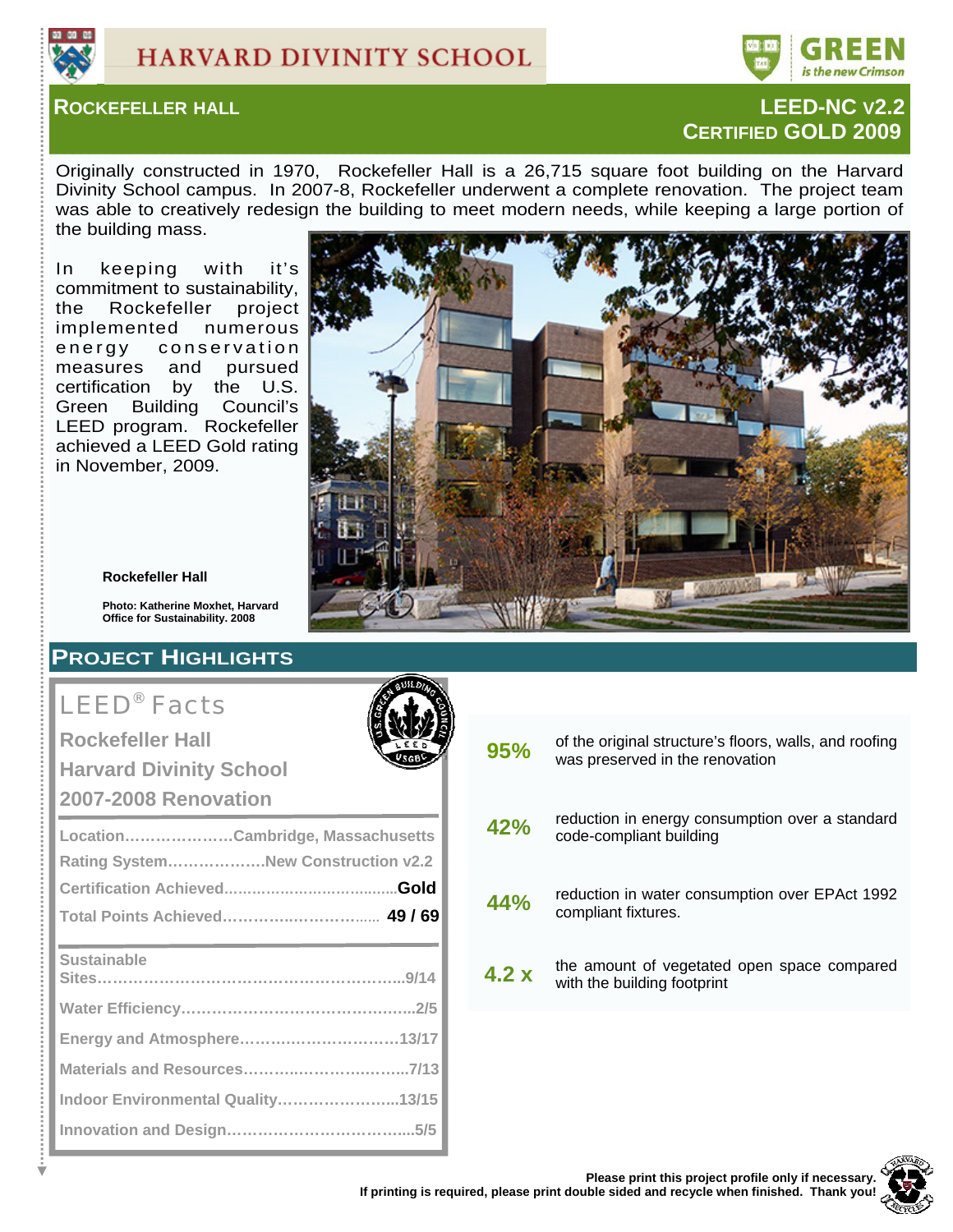# HARVARD DIVINITY SCHOOL

GREEN is the new Crimson

## ROCKEFELLER HALL

## LEED-NC v2.2 CERTIFIED GOLD 2009

Originally constructed in 1970, Rockefeller Hall is a 26,715 square foot building on the Harvard Divinity School campus. In 2007-8, Rockefeller underwent a complete renovation. The project team was able to creatively redesign the building to meet modern needs, while keeping a large portion of the building mass.

In keeping with it's commitment to sustainability, the Rockefeller project implemented numerous energy conservation measures and pursued certification by the U.S. Green Building Council's LEED program. Rockefeller achieved a LEED Gold rating in November, 2009.

**Rockefeller Hall**

**Photo: Katherine Moxhet, Harvard Office for Sustainability. 2008**

## PROJECT HIGHLIGHTS

### LEED® Facts

**Rockefeller Hall**
**Harvard Divinity School**
**2007-2008 Renovation**

| | |
|---|---|
| Location | Cambridge, Massachusetts |
| Rating System | New Construction v2.2 |
| Certification Achieved | Gold |
| Total Points Achieved | 49 / 69 |

| | |
|---|---|
| Sustainable Sites | 9/14 |
| Water Efficiency | 2/5 |
| Energy and Atmosphere | 13/17 |
| Materials and Resources | 7/13 |
| Indoor Environmental Quality | 13/15 |
| Innovation and Design | 5/5 |

| | |
|---|---|
| **95%** | of the original structure's floors, walls, and roofing was preserved in the renovation |
| **42%** | reduction in energy consumption over a standard code-compliant building |
| **44%** | reduction in water consumption over EPAct 1992 compliant fixtures. |
| **4.2 x** | the amount of vegetated open space compared with the building footprint |

**Please print this project profile only if necessary. If printing is required, please print double sided and recycle when finished. Thank you!**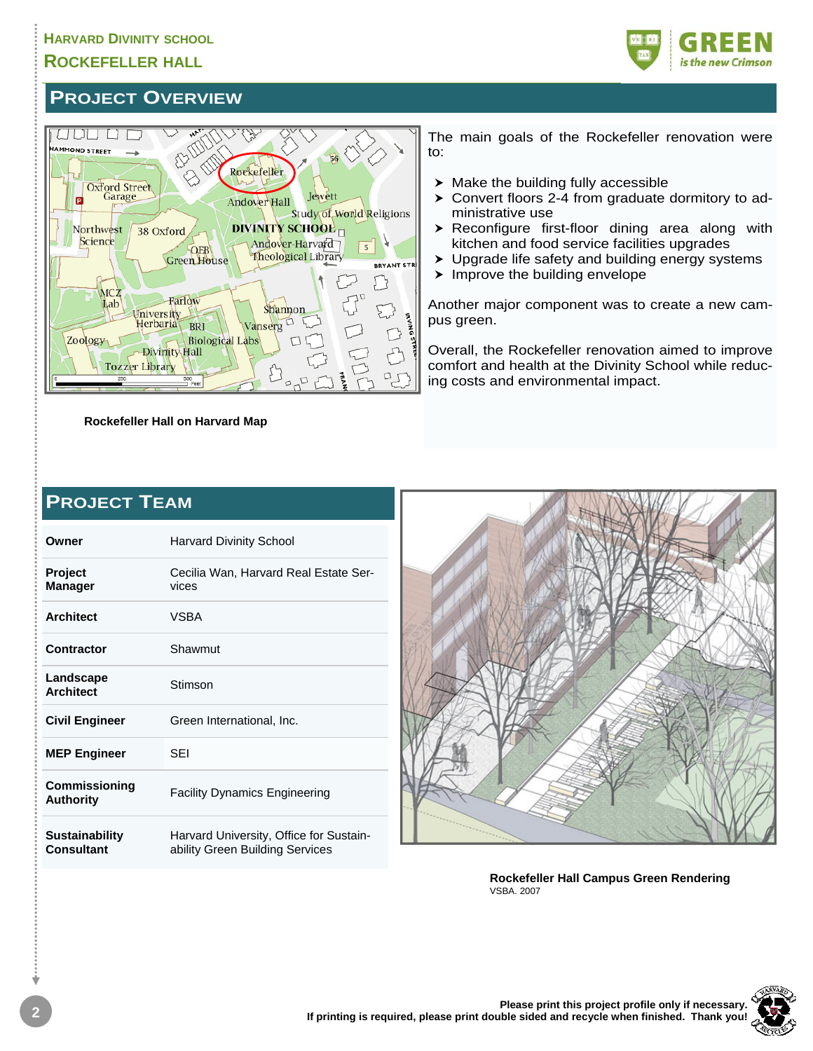## PROJECT OVERVIEW

Rockefeller Hall on Harvard Map

The main goals of the Rockefeller renovation were to:

- Make the building fully accessible
- Convert floors 2-4 from graduate dormitory to administrative use
- Reconfigure first-floor dining area along with kitchen and food service facilities upgrades
- Upgrade life safety and building energy systems
- Improve the building envelope

Another major component was to create a new campus green.

Overall, the Rockefeller renovation aimed to improve comfort and health at the Divinity School while reducing costs and environmental impact.

## PROJECT TEAM

| | |
|---|---|
| **Owner** | Harvard Divinity School |
| **Project Manager** | Cecilia Wan, Harvard Real Estate Services |
| **Architect** | VSBA |
| **Contractor** | Shawmut |
| **Landscape Architect** | Stimson |
| **Civil Engineer** | Green International, Inc. |
| **MEP Engineer** | SEI |
| **Commissioning Authority** | Facility Dynamics Engineering |
| **Sustainability Consultant** | Harvard University, Office for Sustainability Green Building Services |

**Rockefeller Hall Campus Green Rendering**
VSBA. 2007

**Please print this project profile only if necessary.**
**If printing is required, please print double sided and recycle when finished. Thank you!**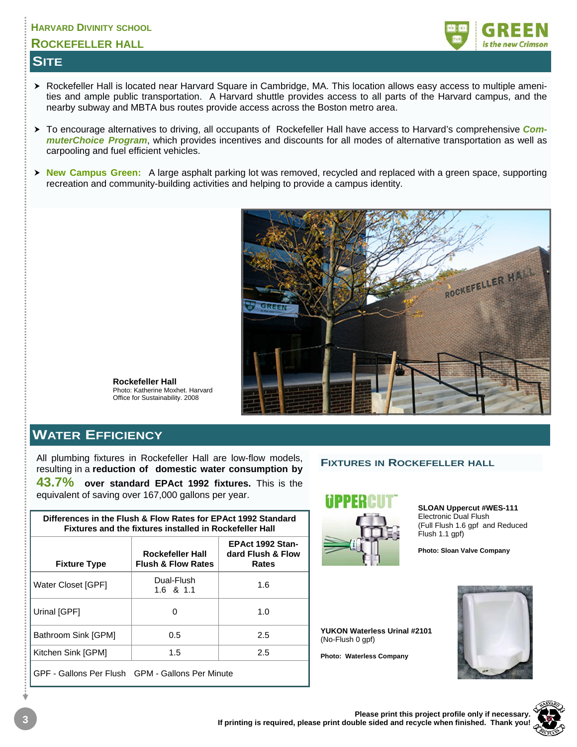## Harvard Divinity School
## Rockefeller Hall

## Site

- Rockefeller Hall is located near Harvard Square in Cambridge, MA. This location allows easy access to multiple amenities and ample public transportation. A Harvard shuttle provides access to all parts of the Harvard campus, and the nearby subway and MBTA bus routes provide access across the Boston metro area.
- To encourage alternatives to driving, all occupants of Rockefeller Hall have access to Harvard's comprehensive ***CommuterChoice Program***, which provides incentives and discounts for all modes of alternative transportation as well as carpooling and fuel efficient vehicles.
- **New Campus Green:** A large asphalt parking lot was removed, recycled and replaced with a green space, supporting recreation and community-building activities and helping to provide a campus identity.

**Rockefeller Hall**
Photo: Katherine Moxhet. Harvard Office for Sustainability. 2008

## Water Efficiency

All plumbing fixtures in Rockefeller Hall are low-flow models, resulting in a **reduction of domestic water consumption by 43.7% over standard EPAct 1992 fixtures.** This is the equivalent of saving over 167,000 gallons per year.

**Differences in the Flush & Flow Rates for EPAct 1992 Standard Fixtures and the fixtures installed in Rockefeller Hall**

| Fixture Type | Rockefeller Hall Flush & Flow Rates | EPAct 1992 Standard Flush & Flow Rates |
|---|---|---|
| Water Closet [GPF] | Dual-Flush 1.6 & 1.1 | 1.6 |
| Urinal [GPF] | 0 | 1.0 |
| Bathroom Sink [GPM] | 0.5 | 2.5 |
| Kitchen Sink [GPM] | 1.5 | 2.5 |

GPF - Gallons Per Flush GPM - Gallons Per Minute

### Fixtures in Rockefeller Hall

**SLOAN Uppercut #WES-111**
Electronic Dual Flush
(Full Flush 1.6 gpf and Reduced Flush 1.1 gpf)

**Photo: Sloan Valve Company**

**YUKON Waterless Urinal #2101**
(No-Flush 0 gpf)

**Photo: Waterless Company**

**Please print this project profile only if necessary.
If printing is required, please print double sided and recycle when finished. Thank you!**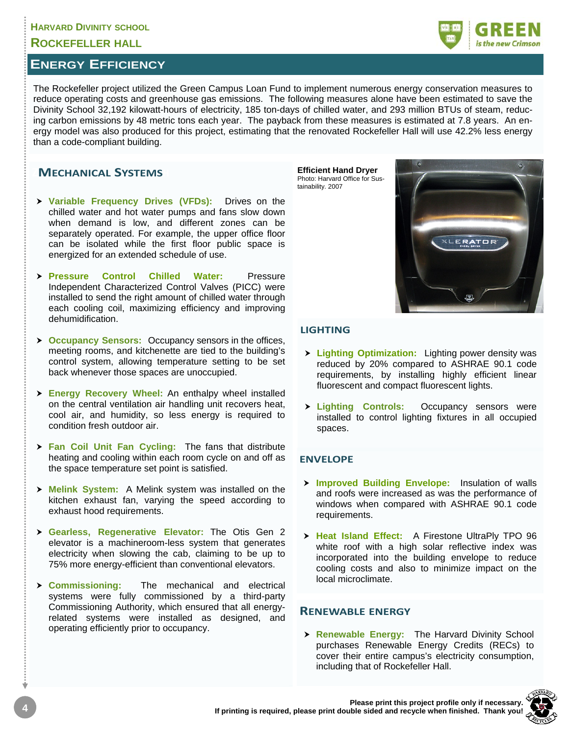# Energy Efficiency

The Rockefeller project utilized the Green Campus Loan Fund to implement numerous energy conservation measures to reduce operating costs and greenhouse gas emissions. The following measures alone have been estimated to save the Divinity School 32,192 kilowatt-hours of electricity, 185 ton-days of chilled water, and 293 million BTUs of steam, reducing carbon emissions by 48 metric tons each year. The payback from these measures is estimated at 7.8 years. An energy model was also produced for this project, estimating that the renovated Rockefeller Hall will use 42.2% less energy than a code-compliant building.

## Mechanical Systems

- **Variable Frequency Drives (VFDs):** Drives on the chilled water and hot water pumps and fans slow down when demand is low, and different zones can be separately operated. For example, the upper office floor can be isolated while the first floor public space is energized for an extended schedule of use.
- **Pressure Control Chilled Water:** Pressure Independent Characterized Control Valves (PICC) were installed to send the right amount of chilled water through each cooling coil, maximizing efficiency and improving dehumidification.
- **Occupancy Sensors:** Occupancy sensors in the offices, meeting rooms, and kitchenette are tied to the building's control system, allowing temperature setting to be set back whenever those spaces are unoccupied.
- **Energy Recovery Wheel:** An enthalpy wheel installed on the central ventilation air handling unit recovers heat, cool air, and humidity, so less energy is required to condition fresh outdoor air.
- **Fan Coil Unit Fan Cycling:** The fans that distribute heating and cooling within each room cycle on and off as the space temperature set point is satisfied.
- **Melink System:** A Melink system was installed on the kitchen exhaust fan, varying the speed according to exhaust hood requirements.
- **Gearless, Regenerative Elevator:** The Otis Gen 2 elevator is a machineroom-less system that generates electricity when slowing the cab, claiming to be up to 75% more energy-efficient than conventional elevators.
- **Commissioning:** The mechanical and electrical systems were fully commissioned by a third-party Commissioning Authority, which ensured that all energy-related systems were installed as designed, and operating efficiently prior to occupancy.

**Efficient Hand Dryer**
Photo: Harvard Office for Sustainability. 2007

## Lighting

- **Lighting Optimization:** Lighting power density was reduced by 20% compared to ASHRAE 90.1 code requirements, by installing highly efficient linear fluorescent and compact fluorescent lights.
- **Lighting Controls:** Occupancy sensors were installed to control lighting fixtures in all occupied spaces.

## Envelope

- **Improved Building Envelope:** Insulation of walls and roofs were increased as was the performance of windows when compared with ASHRAE 90.1 code requirements.
- **Heat Island Effect:** A Firestone UltraPly TPO 96 white roof with a high solar reflective index was incorporated into the building envelope to reduce cooling costs and also to minimize impact on the local microclimate.

## Renewable Energy

- **Renewable Energy:** The Harvard Divinity School purchases Renewable Energy Credits (RECs) to cover their entire campus's electricity consumption, including that of Rockefeller Hall.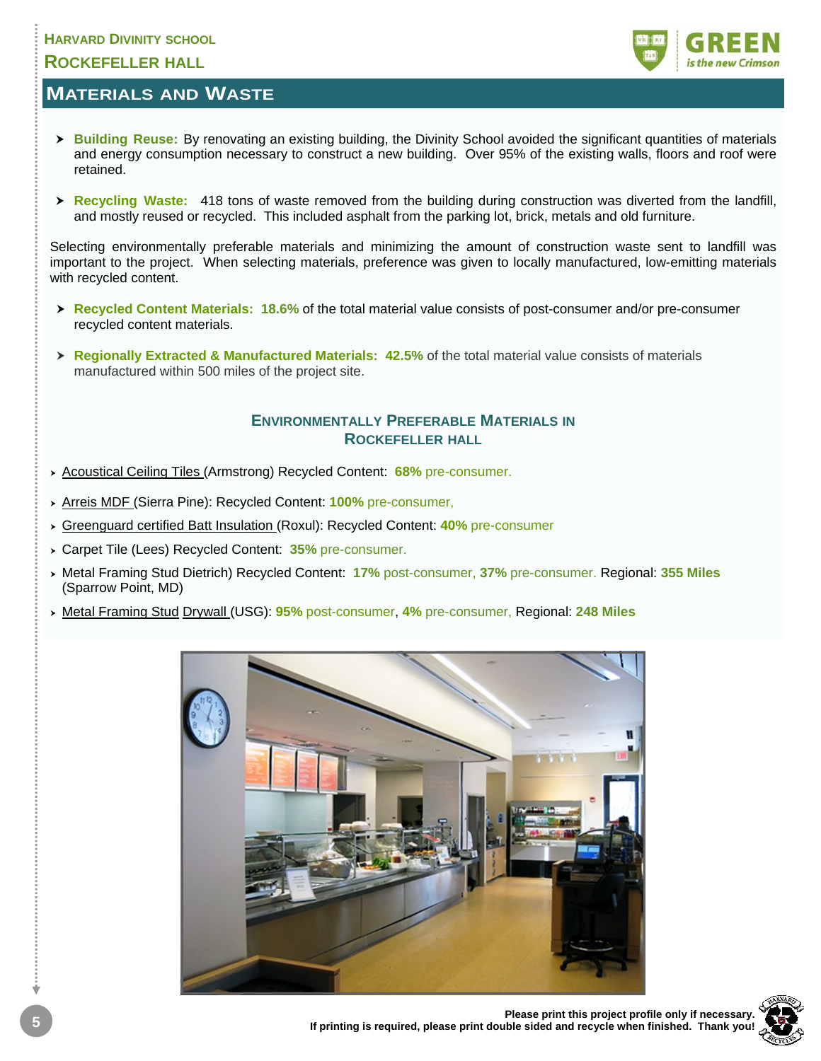Harvard Divinity School
Rockefeller Hall

## Materials and Waste

- **Building Reuse:** By renovating an existing building, the Divinity School avoided the significant quantities of materials and energy consumption necessary to construct a new building. Over 95% of the existing walls, floors and roof were retained.

- **Recycling Waste:** 418 tons of waste removed from the building during construction was diverted from the landfill, and mostly reused or recycled. This included asphalt from the parking lot, brick, metals and old furniture.

Selecting environmentally preferable materials and minimizing the amount of construction waste sent to landfill was important to the project. When selecting materials, preference was given to locally manufactured, low-emitting materials with recycled content.

- **Recycled Content Materials: 18.6%** of the total material value consists of post-consumer and/or pre-consumer recycled content materials.

- **Regionally Extracted & Manufactured Materials: 42.5%** of the total material value consists of materials manufactured within 500 miles of the project site.

### Environmentally Preferable Materials in Rockefeller Hall

- Acoustical Ceiling Tiles (Armstrong) Recycled Content: **68%** pre-consumer.
- Arreis MDF (Sierra Pine): Recycled Content: **100%** pre-consumer,
- Greenguard certified Batt Insulation (Roxul): Recycled Content: **40%** pre-consumer
- Carpet Tile (Lees) Recycled Content: **35%** pre-consumer.
- Metal Framing Stud Dietrich) Recycled Content: **17%** post-consumer, **37%** pre-consumer. Regional: **355 Miles** (Sparrow Point, MD)
- Metal Framing Stud Drywall (USG): **95%** post-consumer, **4%** pre-consumer, Regional: **248 Miles**

**Please print this project profile only if necessary.**
**If printing is required, please print double sided and recycle when finished. Thank you!**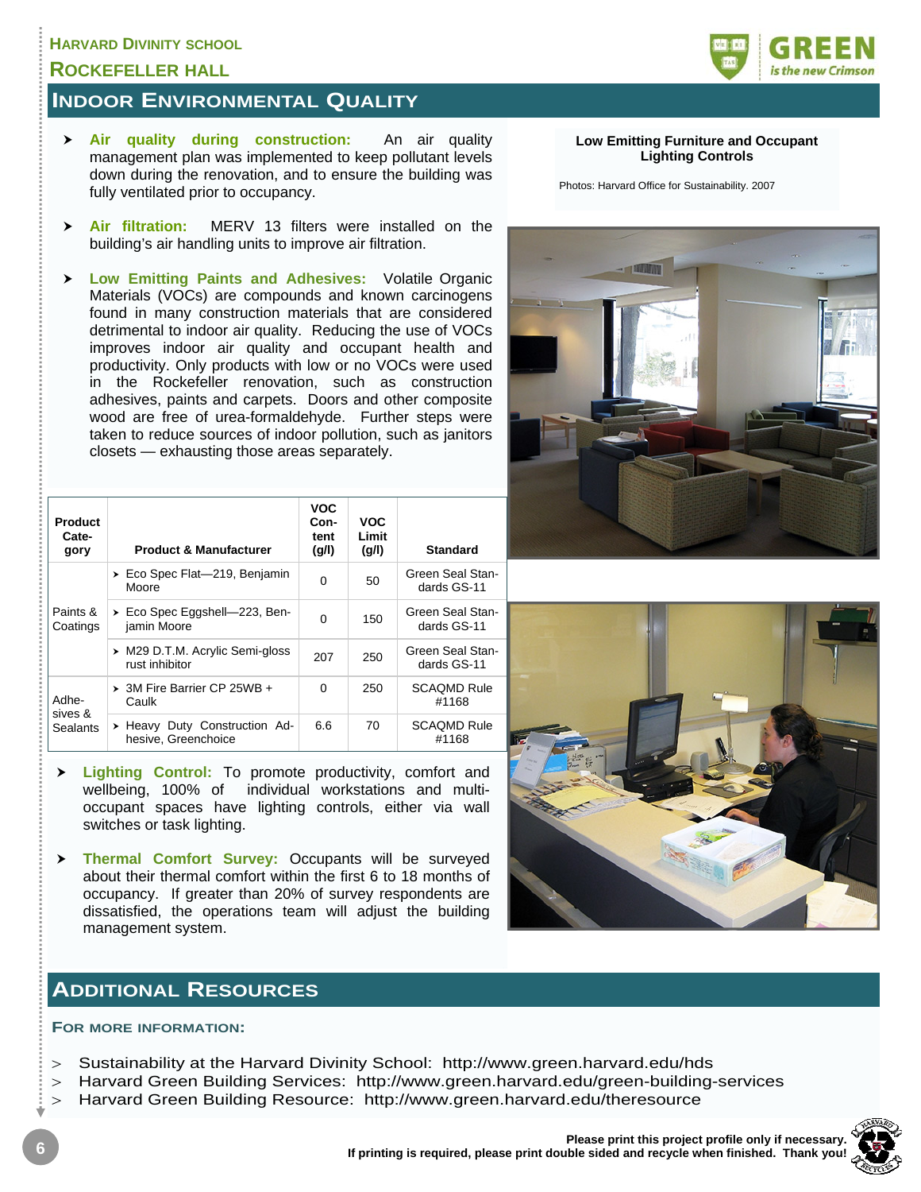## Indoor Environmental Quality

- **Air quality during construction:** An air quality management plan was implemented to keep pollutant levels down during the renovation, and to ensure the building was fully ventilated prior to occupancy.
- **Air filtration:** MERV 13 filters were installed on the building's air handling units to improve air filtration.
- **Low Emitting Paints and Adhesives:** Volatile Organic Materials (VOCs) are compounds and known carcinogens found in many construction materials that are considered detrimental to indoor air quality. Reducing the use of VOCs improves indoor air quality and occupant health and productivity. Only products with low or no VOCs were used in the Rockefeller renovation, such as construction adhesives, paints and carpets. Doors and other composite wood are free of urea-formaldehyde. Further steps were taken to reduce sources of indoor pollution, such as janitors closets — exhausting those areas separately.

| Product Category | Product & Manufacturer | VOC Content (g/l) | VOC Limit (g/l) | Standard |
|---|---|---|---|---|
| Paints & Coatings | Eco Spec Flat—219, Benjamin Moore | 0 | 50 | Green Seal Standards GS-11 |
| | Eco Spec Eggshell—223, Benjamin Moore | 0 | 150 | Green Seal Standards GS-11 |
| | M29 D.T.M. Acrylic Semi-gloss rust inhibitor | 207 | 250 | Green Seal Standards GS-11 |
| Adhesives & Sealants | 3M Fire Barrier CP 25WB + Caulk | 0 | 250 | SCAQMD Rule #1168 |
| | Heavy Duty Construction Adhesive, Greenchoice | 6.6 | 70 | SCAQMD Rule #1168 |

- **Lighting Control:** To promote productivity, comfort and wellbeing, 100% of individual workstations and multi-occupant spaces have lighting controls, either via wall switches or task lighting.
- **Thermal Comfort Survey:** Occupants will be surveyed about their thermal comfort within the first 6 to 18 months of occupancy. If greater than 20% of survey respondents are dissatisfied, the operations team will adjust the building management system.

**Low Emitting Furniture and Occupant Lighting Controls**

Photos: Harvard Office for Sustainability. 2007

## Additional Resources

### For more information:

> Sustainability at the Harvard Divinity School: http://www.green.harvard.edu/hds
> Harvard Green Building Services: http://www.green.harvard.edu/green-building-services
> Harvard Green Building Resource: http://www.green.harvard.edu/theresource

**Please print this project profile only if necessary.**
**If printing is required, please print double sided and recycle when finished. Thank you!**